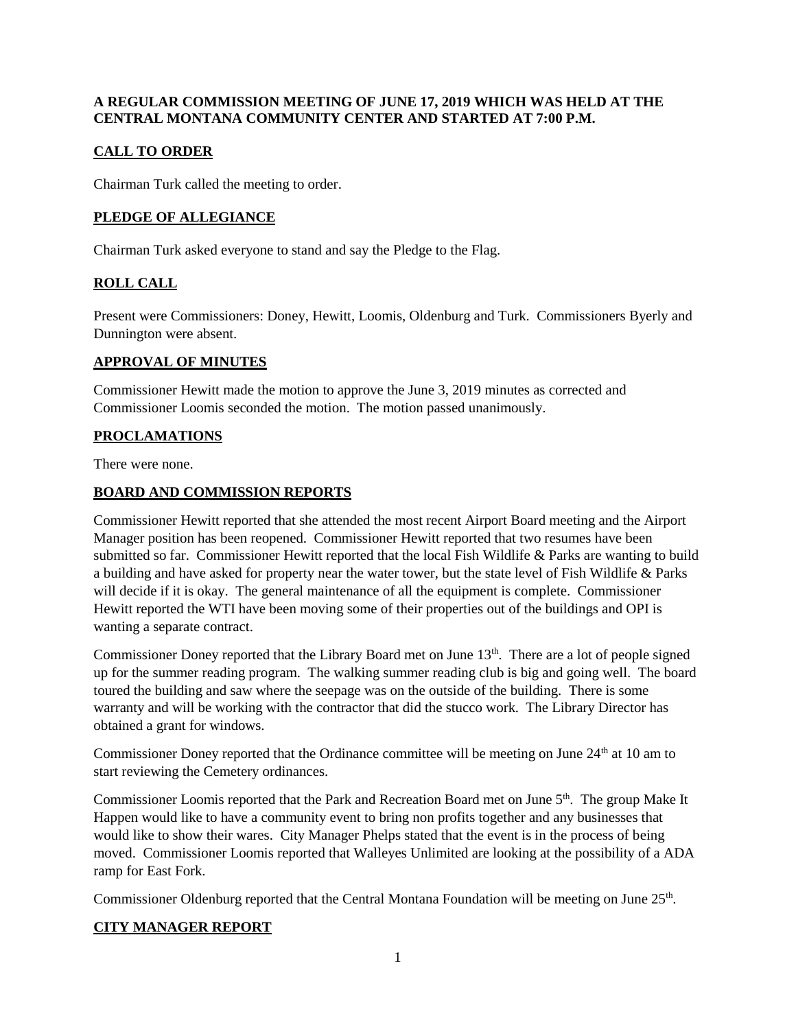**A REGULAR COMMISSION MEETING OF JUNE 17, 2019 WHICH WAS HELD AT THE CENTRAL MONTANA COMMUNITY CENTER AND STARTED AT 7:00 P.M.**

## CALL TO ORDER

Chairman Turk called the meeting to order.

## PLEDGE OF ALLEGIANCE

Chairman Turk asked everyone to stand and say the Pledge to the Flag.

## ROLL CALL

Present were Commissioners: Doney, Hewitt, Loomis, Oldenburg and Turk. Commissioners Byerly and Dunnington were absent.

## APPROVAL OF MINUTES

Commissioner Hewitt made the motion to approve the June 3, 2019 minutes as corrected and Commissioner Loomis seconded the motion. The motion passed unanimously.

## PROCLAMATIONS

There were none.

## BOARD AND COMMISSION REPORTS

Commissioner Hewitt reported that she attended the most recent Airport Board meeting and the Airport Manager position has been reopened. Commissioner Hewitt reported that two resumes have been submitted so far. Commissioner Hewitt reported that the local Fish Wildlife & Parks are wanting to build a building and have asked for property near the water tower, but the state level of Fish Wildlife & Parks will decide if it is okay. The general maintenance of all the equipment is complete. Commissioner Hewitt reported the WTI have been moving some of their properties out of the buildings and OPI is wanting a separate contract.

Commissioner Doney reported that the Library Board met on June 13th. There are a lot of people signed up for the summer reading program. The walking summer reading club is big and going well. The board toured the building and saw where the seepage was on the outside of the building. There is some warranty and will be working with the contractor that did the stucco work. The Library Director has obtained a grant for windows.

Commissioner Doney reported that the Ordinance committee will be meeting on June 24th at 10 am to start reviewing the Cemetery ordinances.

Commissioner Loomis reported that the Park and Recreation Board met on June 5th. The group Make It Happen would like to have a community event to bring non profits together and any businesses that would like to show their wares. City Manager Phelps stated that the event is in the process of being moved. Commissioner Loomis reported that Walleyes Unlimited are looking at the possibility of a ADA ramp for East Fork.

Commissioner Oldenburg reported that the Central Montana Foundation will be meeting on June 25th.

## CITY MANAGER REPORT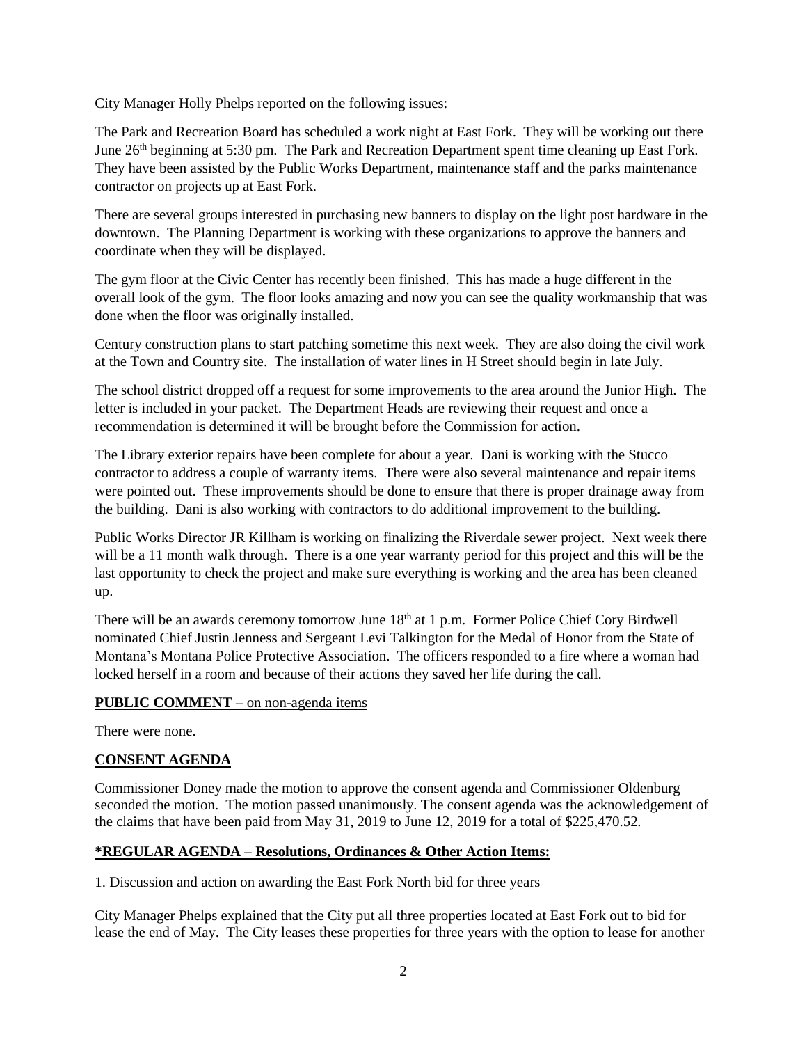City Manager Holly Phelps reported on the following issues:

The Park and Recreation Board has scheduled a work night at East Fork. They will be working out there June 26th beginning at 5:30 pm. The Park and Recreation Department spent time cleaning up East Fork. They have been assisted by the Public Works Department, maintenance staff and the parks maintenance contractor on projects up at East Fork.

There are several groups interested in purchasing new banners to display on the light post hardware in the downtown. The Planning Department is working with these organizations to approve the banners and coordinate when they will be displayed.

The gym floor at the Civic Center has recently been finished. This has made a huge different in the overall look of the gym. The floor looks amazing and now you can see the quality workmanship that was done when the floor was originally installed.

Century construction plans to start patching sometime this next week. They are also doing the civil work at the Town and Country site. The installation of water lines in H Street should begin in late July.

The school district dropped off a request for some improvements to the area around the Junior High. The letter is included in your packet. The Department Heads are reviewing their request and once a recommendation is determined it will be brought before the Commission for action.

The Library exterior repairs have been complete for about a year. Dani is working with the Stucco contractor to address a couple of warranty items. There were also several maintenance and repair items were pointed out. These improvements should be done to ensure that there is proper drainage away from the building. Dani is also working with contractors to do additional improvement to the building.

Public Works Director JR Killham is working on finalizing the Riverdale sewer project. Next week there will be a 11 month walk through. There is a one year warranty period for this project and this will be the last opportunity to check the project and make sure everything is working and the area has been cleaned up.

There will be an awards ceremony tomorrow June 18th at 1 p.m. Former Police Chief Cory Birdwell nominated Chief Justin Jenness and Sergeant Levi Talkington for the Medal of Honor from the State of Montana's Montana Police Protective Association. The officers responded to a fire where a woman had locked herself in a room and because of their actions they saved her life during the call.

**PUBLIC COMMENT** – on non-agenda items

There were none.

**CONSENT AGENDA**

Commissioner Doney made the motion to approve the consent agenda and Commissioner Oldenburg seconded the motion. The motion passed unanimously. The consent agenda was the acknowledgement of the claims that have been paid from May 31, 2019 to June 12, 2019 for a total of $225,470.52.

**\*REGULAR AGENDA – Resolutions, Ordinances & Other Action Items:**

1. Discussion and action on awarding the East Fork North bid for three years

City Manager Phelps explained that the City put all three properties located at East Fork out to bid for lease the end of May. The City leases these properties for three years with the option to lease for another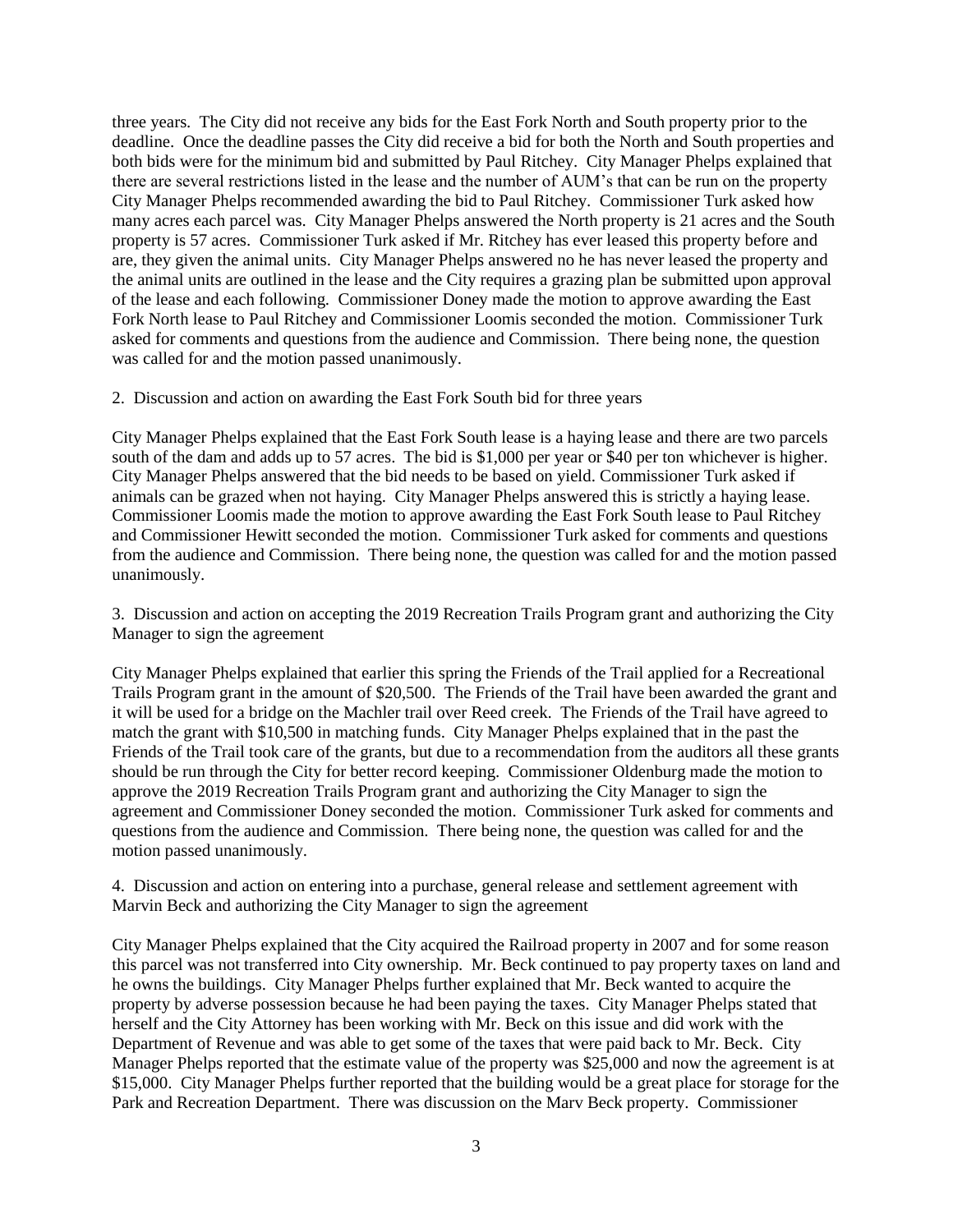three years. The City did not receive any bids for the East Fork North and South property prior to the deadline. Once the deadline passes the City did receive a bid for both the North and South properties and both bids were for the minimum bid and submitted by Paul Ritchey. City Manager Phelps explained that there are several restrictions listed in the lease and the number of AUM's that can be run on the property City Manager Phelps recommended awarding the bid to Paul Ritchey. Commissioner Turk asked how many acres each parcel was. City Manager Phelps answered the North property is 21 acres and the South property is 57 acres. Commissioner Turk asked if Mr. Ritchey has ever leased this property before and are, they given the animal units. City Manager Phelps answered no he has never leased the property and the animal units are outlined in the lease and the City requires a grazing plan be submitted upon approval of the lease and each following. Commissioner Doney made the motion to approve awarding the East Fork North lease to Paul Ritchey and Commissioner Loomis seconded the motion. Commissioner Turk asked for comments and questions from the audience and Commission. There being none, the question was called for and the motion passed unanimously.

2. Discussion and action on awarding the East Fork South bid for three years

City Manager Phelps explained that the East Fork South lease is a haying lease and there are two parcels south of the dam and adds up to 57 acres. The bid is $1,000 per year or $40 per ton whichever is higher. City Manager Phelps answered that the bid needs to be based on yield. Commissioner Turk asked if animals can be grazed when not haying. City Manager Phelps answered this is strictly a haying lease. Commissioner Loomis made the motion to approve awarding the East Fork South lease to Paul Ritchey and Commissioner Hewitt seconded the motion. Commissioner Turk asked for comments and questions from the audience and Commission. There being none, the question was called for and the motion passed unanimously.

3. Discussion and action on accepting the 2019 Recreation Trails Program grant and authorizing the City Manager to sign the agreement

City Manager Phelps explained that earlier this spring the Friends of the Trail applied for a Recreational Trails Program grant in the amount of $20,500. The Friends of the Trail have been awarded the grant and it will be used for a bridge on the Machler trail over Reed creek. The Friends of the Trail have agreed to match the grant with $10,500 in matching funds. City Manager Phelps explained that in the past the Friends of the Trail took care of the grants, but due to a recommendation from the auditors all these grants should be run through the City for better record keeping. Commissioner Oldenburg made the motion to approve the 2019 Recreation Trails Program grant and authorizing the City Manager to sign the agreement and Commissioner Doney seconded the motion. Commissioner Turk asked for comments and questions from the audience and Commission. There being none, the question was called for and the motion passed unanimously.

4. Discussion and action on entering into a purchase, general release and settlement agreement with Marvin Beck and authorizing the City Manager to sign the agreement

City Manager Phelps explained that the City acquired the Railroad property in 2007 and for some reason this parcel was not transferred into City ownership. Mr. Beck continued to pay property taxes on land and he owns the buildings. City Manager Phelps further explained that Mr. Beck wanted to acquire the property by adverse possession because he had been paying the taxes. City Manager Phelps stated that herself and the City Attorney has been working with Mr. Beck on this issue and did work with the Department of Revenue and was able to get some of the taxes that were paid back to Mr. Beck. City Manager Phelps reported that the estimate value of the property was $25,000 and now the agreement is at $15,000. City Manager Phelps further reported that the building would be a great place for storage for the Park and Recreation Department. There was discussion on the Marv Beck property. Commissioner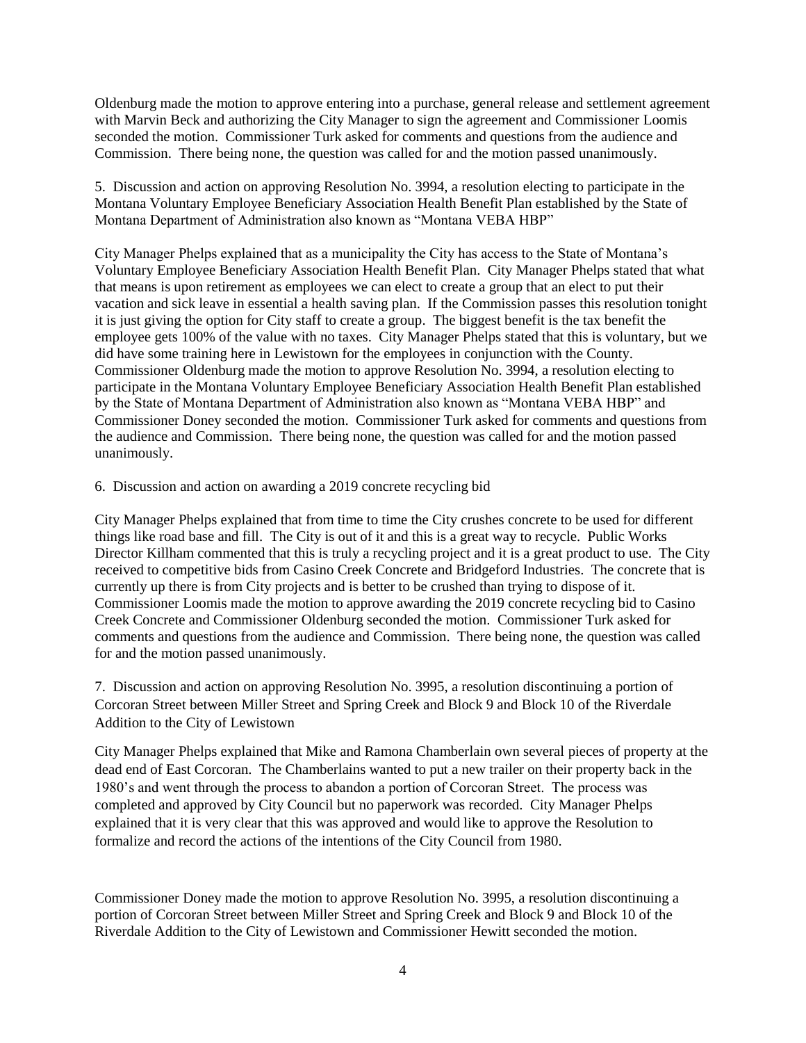Oldenburg made the motion to approve entering into a purchase, general release and settlement agreement with Marvin Beck and authorizing the City Manager to sign the agreement and Commissioner Loomis seconded the motion. Commissioner Turk asked for comments and questions from the audience and Commission. There being none, the question was called for and the motion passed unanimously.

5. Discussion and action on approving Resolution No. 3994, a resolution electing to participate in the Montana Voluntary Employee Beneficiary Association Health Benefit Plan established by the State of Montana Department of Administration also known as "Montana VEBA HBP"

City Manager Phelps explained that as a municipality the City has access to the State of Montana's Voluntary Employee Beneficiary Association Health Benefit Plan. City Manager Phelps stated that what that means is upon retirement as employees we can elect to create a group that an elect to put their vacation and sick leave in essential a health saving plan. If the Commission passes this resolution tonight it is just giving the option for City staff to create a group. The biggest benefit is the tax benefit the employee gets 100% of the value with no taxes. City Manager Phelps stated that this is voluntary, but we did have some training here in Lewistown for the employees in conjunction with the County. Commissioner Oldenburg made the motion to approve Resolution No. 3994, a resolution electing to participate in the Montana Voluntary Employee Beneficiary Association Health Benefit Plan established by the State of Montana Department of Administration also known as "Montana VEBA HBP" and Commissioner Doney seconded the motion. Commissioner Turk asked for comments and questions from the audience and Commission. There being none, the question was called for and the motion passed unanimously.

6. Discussion and action on awarding a 2019 concrete recycling bid

City Manager Phelps explained that from time to time the City crushes concrete to be used for different things like road base and fill. The City is out of it and this is a great way to recycle. Public Works Director Killham commented that this is truly a recycling project and it is a great product to use. The City received to competitive bids from Casino Creek Concrete and Bridgeford Industries. The concrete that is currently up there is from City projects and is better to be crushed than trying to dispose of it. Commissioner Loomis made the motion to approve awarding the 2019 concrete recycling bid to Casino Creek Concrete and Commissioner Oldenburg seconded the motion. Commissioner Turk asked for comments and questions from the audience and Commission. There being none, the question was called for and the motion passed unanimously.

7. Discussion and action on approving Resolution No. 3995, a resolution discontinuing a portion of Corcoran Street between Miller Street and Spring Creek and Block 9 and Block 10 of the Riverdale Addition to the City of Lewistown

City Manager Phelps explained that Mike and Ramona Chamberlain own several pieces of property at the dead end of East Corcoran. The Chamberlains wanted to put a new trailer on their property back in the 1980's and went through the process to abandon a portion of Corcoran Street. The process was completed and approved by City Council but no paperwork was recorded. City Manager Phelps explained that it is very clear that this was approved and would like to approve the Resolution to formalize and record the actions of the intentions of the City Council from 1980.

Commissioner Doney made the motion to approve Resolution No. 3995, a resolution discontinuing a portion of Corcoran Street between Miller Street and Spring Creek and Block 9 and Block 10 of the Riverdale Addition to the City of Lewistown and Commissioner Hewitt seconded the motion.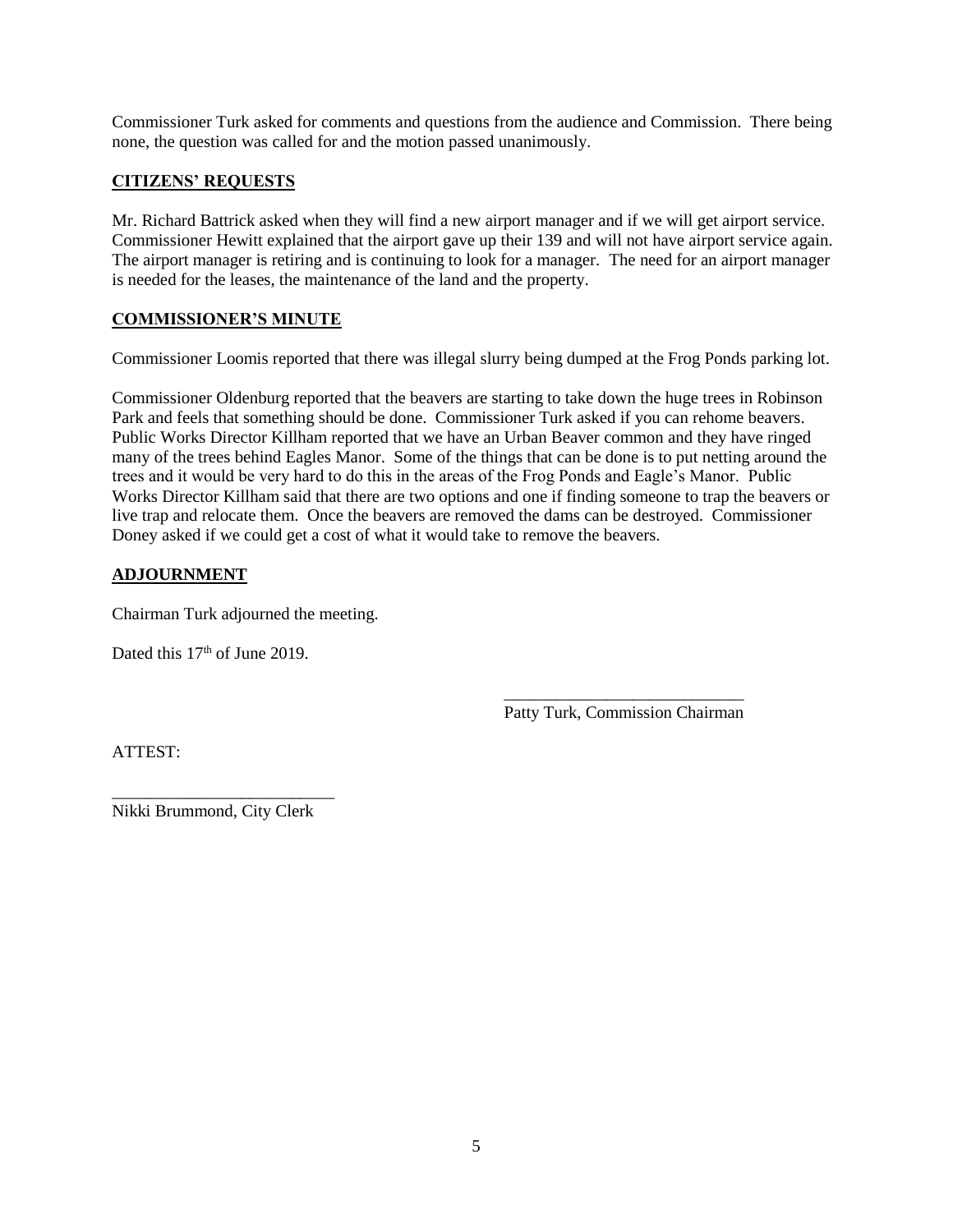Commissioner Turk asked for comments and questions from the audience and Commission. There being none, the question was called for and the motion passed unanimously.

## CITIZENS' REQUESTS

Mr. Richard Battrick asked when they will find a new airport manager and if we will get airport service. Commissioner Hewitt explained that the airport gave up their 139 and will not have airport service again. The airport manager is retiring and is continuing to look for a manager. The need for an airport manager is needed for the leases, the maintenance of the land and the property.

## COMMISSIONER'S MINUTE

Commissioner Loomis reported that there was illegal slurry being dumped at the Frog Ponds parking lot.

Commissioner Oldenburg reported that the beavers are starting to take down the huge trees in Robinson Park and feels that something should be done. Commissioner Turk asked if you can rehome beavers. Public Works Director Killham reported that we have an Urban Beaver common and they have ringed many of the trees behind Eagles Manor. Some of the things that can be done is to put netting around the trees and it would be very hard to do this in the areas of the Frog Ponds and Eagle's Manor. Public Works Director Killham said that there are two options and one if finding someone to trap the beavers or live trap and relocate them. Once the beavers are removed the dams can be destroyed. Commissioner Doney asked if we could get a cost of what it would take to remove the beavers.

## ADJOURNMENT

Chairman Turk adjourned the meeting.

Dated this 17th of June 2019.

\_\_\_\_\_\_\_\_\_\_\_\_\_\_\_\_\_\_\_\_\_\_\_\_\_\_\_\_
Patty Turk, Commission Chairman

ATTEST:

\_\_\_\_\_\_\_\_\_\_\_\_\_\_\_\_\_\_\_\_\_\_\_\_\_\_\_
Nikki Brummond, City Clerk